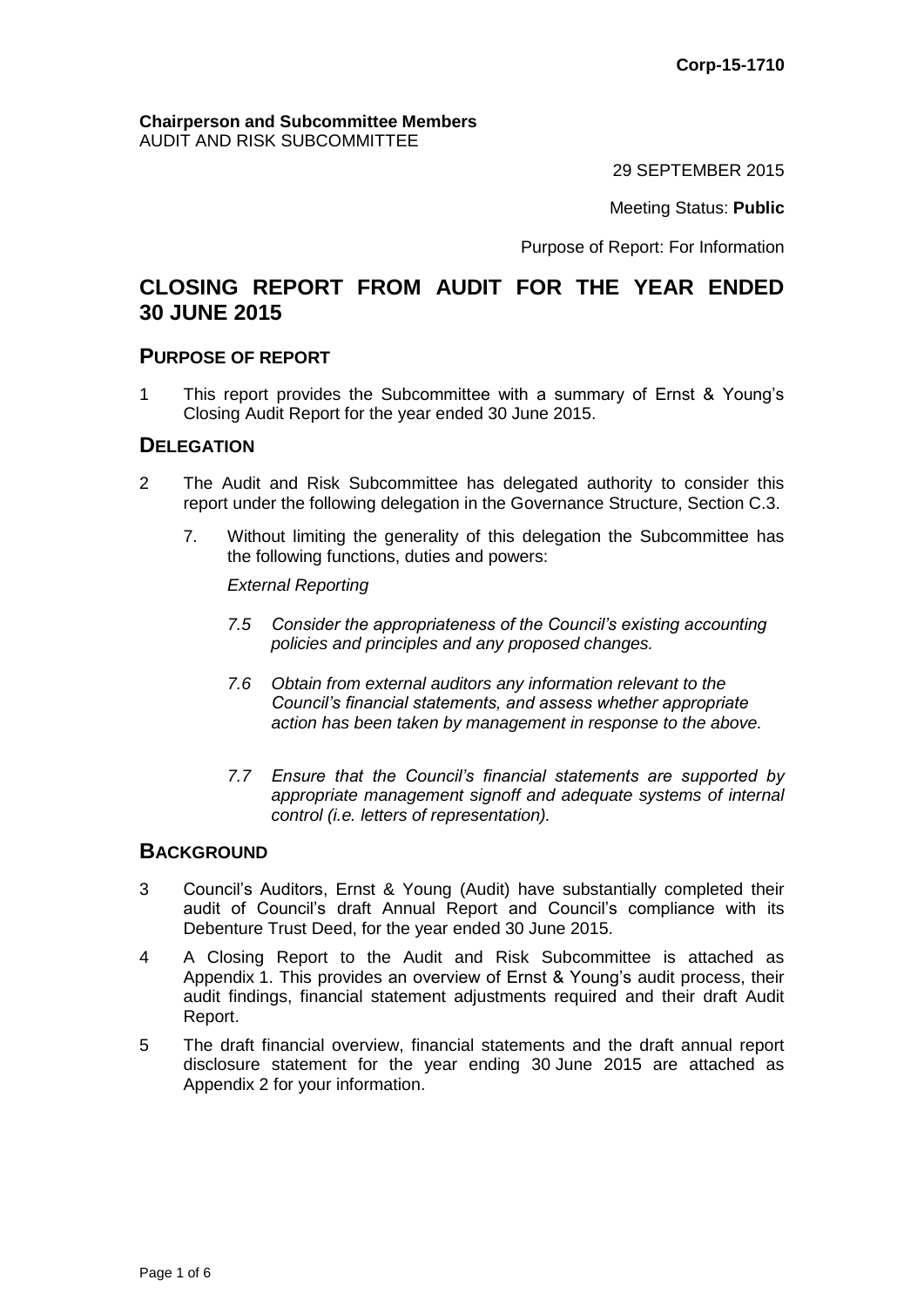**Corp-15-1710**

**Chairperson and Subcommittee Members**
AUDIT AND RISK SUBCOMMITTEE

29 SEPTEMBER 2015

Meeting Status: **Public**

Purpose of Report: For Information

# CLOSING REPORT FROM AUDIT FOR THE YEAR ENDED 30 JUNE 2015

## PURPOSE OF REPORT

1 This report provides the Subcommittee with a summary of Ernst & Young's Closing Audit Report for the year ended 30 June 2015.

## DELEGATION

2 The Audit and Risk Subcommittee has delegated authority to consider this report under the following delegation in the Governance Structure, Section C.3.

7. Without limiting the generality of this delegation the Subcommittee has the following functions, duties and powers:

*External Reporting*

*7.5 Consider the appropriateness of the Council's existing accounting policies and principles and any proposed changes.*

*7.6 Obtain from external auditors any information relevant to the Council's financial statements, and assess whether appropriate action has been taken by management in response to the above.*

*7.7 Ensure that the Council's financial statements are supported by appropriate management signoff and adequate systems of internal control (i.e. letters of representation).*

## BACKGROUND

3 Council's Auditors, Ernst & Young (Audit) have substantially completed their audit of Council's draft Annual Report and Council's compliance with its Debenture Trust Deed, for the year ended 30 June 2015.

4 A Closing Report to the Audit and Risk Subcommittee is attached as Appendix 1. This provides an overview of Ernst & Young's audit process, their audit findings, financial statement adjustments required and their draft Audit Report.

5 The draft financial overview, financial statements and the draft annual report disclosure statement for the year ending 30 June 2015 are attached as Appendix 2 for your information.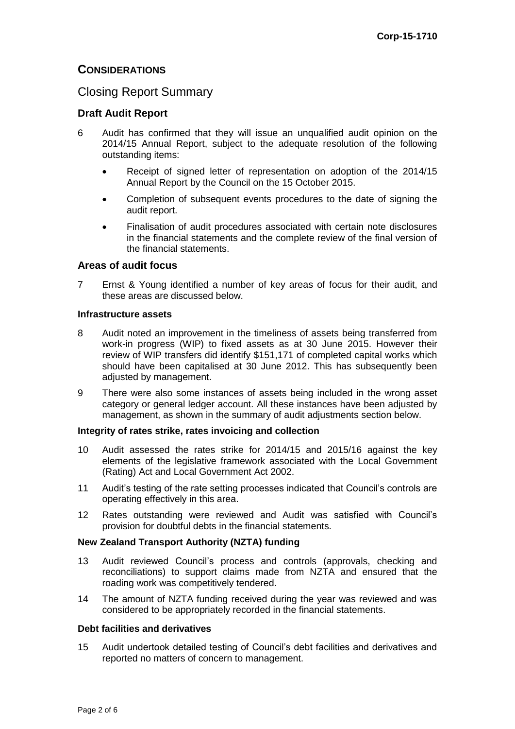## CONSIDERATIONS

### Closing Report Summary

#### Draft Audit Report

6 Audit has confirmed that they will issue an unqualified audit opinion on the 2014/15 Annual Report, subject to the adequate resolution of the following outstanding items:

- Receipt of signed letter of representation on adoption of the 2014/15 Annual Report by the Council on the 15 October 2015.
- Completion of subsequent events procedures to the date of signing the audit report.
- Finalisation of audit procedures associated with certain note disclosures in the financial statements and the complete review of the final version of the financial statements.

#### Areas of audit focus

7 Ernst & Young identified a number of key areas of focus for their audit, and these areas are discussed below.

**Infrastructure assets**

8 Audit noted an improvement in the timeliness of assets being transferred from work-in progress (WIP) to fixed assets as at 30 June 2015. However their review of WIP transfers did identify $151,171 of completed capital works which should have been capitalised at 30 June 2012. This has subsequently been adjusted by management.

9 There were also some instances of assets being included in the wrong asset category or general ledger account. All these instances have been adjusted by management, as shown in the summary of audit adjustments section below.

**Integrity of rates strike, rates invoicing and collection**

10 Audit assessed the rates strike for 2014/15 and 2015/16 against the key elements of the legislative framework associated with the Local Government (Rating) Act and Local Government Act 2002.

11 Audit's testing of the rate setting processes indicated that Council's controls are operating effectively in this area.

12 Rates outstanding were reviewed and Audit was satisfied with Council's provision for doubtful debts in the financial statements.

**New Zealand Transport Authority (NZTA) funding**

13 Audit reviewed Council's process and controls (approvals, checking and reconciliations) to support claims made from NZTA and ensured that the roading work was competitively tendered.

14 The amount of NZTA funding received during the year was reviewed and was considered to be appropriately recorded in the financial statements.

**Debt facilities and derivatives**

15 Audit undertook detailed testing of Council's debt facilities and derivatives and reported no matters of concern to management.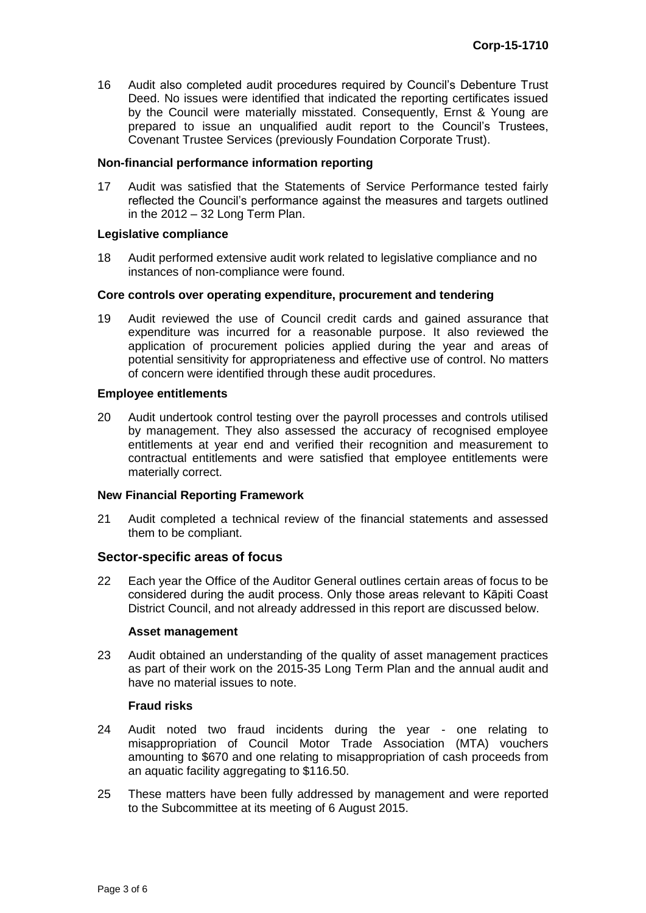16 Audit also completed audit procedures required by Council's Debenture Trust Deed. No issues were identified that indicated the reporting certificates issued by the Council were materially misstated. Consequently, Ernst & Young are prepared to issue an unqualified audit report to the Council's Trustees, Covenant Trustee Services (previously Foundation Corporate Trust).

**Non-financial performance information reporting**

17 Audit was satisfied that the Statements of Service Performance tested fairly reflected the Council's performance against the measures and targets outlined in the 2012 – 32 Long Term Plan.

**Legislative compliance**

18 Audit performed extensive audit work related to legislative compliance and no instances of non-compliance were found.

**Core controls over operating expenditure, procurement and tendering**

19 Audit reviewed the use of Council credit cards and gained assurance that expenditure was incurred for a reasonable purpose. It also reviewed the application of procurement policies applied during the year and areas of potential sensitivity for appropriateness and effective use of control. No matters of concern were identified through these audit procedures.

**Employee entitlements**

20 Audit undertook control testing over the payroll processes and controls utilised by management. They also assessed the accuracy of recognised employee entitlements at year end and verified their recognition and measurement to contractual entitlements and were satisfied that employee entitlements were materially correct.

**New Financial Reporting Framework**

21 Audit completed a technical review of the financial statements and assessed them to be compliant.

## Sector-specific areas of focus

22 Each year the Office of the Auditor General outlines certain areas of focus to be considered during the audit process. Only those areas relevant to Kāpiti Coast District Council, and not already addressed in this report are discussed below.

**Asset management**

23 Audit obtained an understanding of the quality of asset management practices as part of their work on the 2015-35 Long Term Plan and the annual audit and have no material issues to note.

**Fraud risks**

24 Audit noted two fraud incidents during the year - one relating to misappropriation of Council Motor Trade Association (MTA) vouchers amounting to $670 and one relating to misappropriation of cash proceeds from an aquatic facility aggregating to $116.50.

25 These matters have been fully addressed by management and were reported to the Subcommittee at its meeting of 6 August 2015.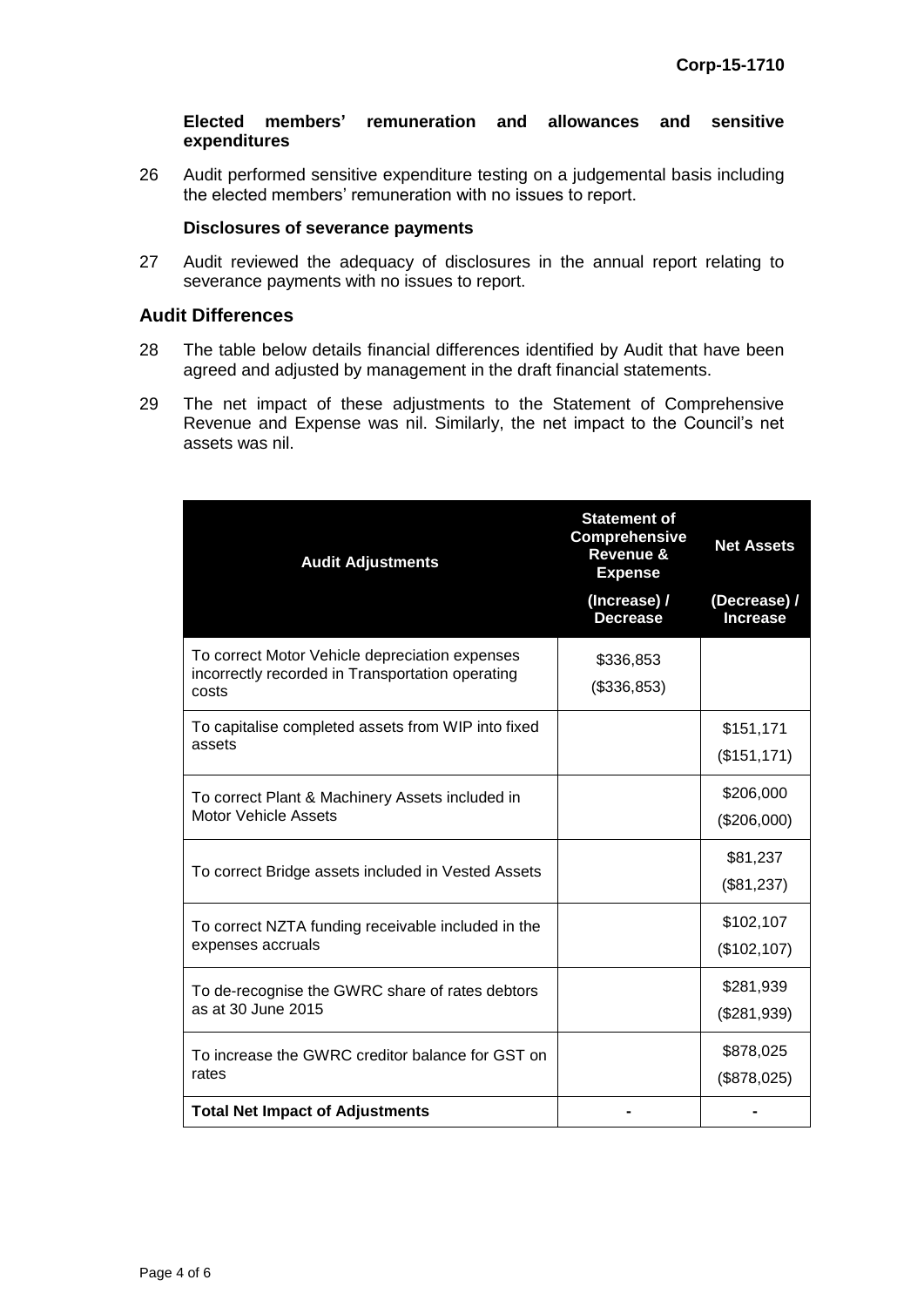**Elected members' remuneration and allowances and sensitive expenditures**

26 Audit performed sensitive expenditure testing on a judgemental basis including the elected members' remuneration with no issues to report.

**Disclosures of severance payments**

27 Audit reviewed the adequacy of disclosures in the annual report relating to severance payments with no issues to report.

## Audit Differences

28 The table below details financial differences identified by Audit that have been agreed and adjusted by management in the draft financial statements.

29 The net impact of these adjustments to the Statement of Comprehensive Revenue and Expense was nil. Similarly, the net impact to the Council's net assets was nil.

| Audit Adjustments | Statement of Comprehensive Revenue & Expense | Net Assets |
|---|---|---|
| | (Increase) / Decrease | (Decrease) / Increase |
| To correct Motor Vehicle depreciation expenses incorrectly recorded in Transportation operating costs | \$336,853<br>(\$336,853) | |
| To capitalise completed assets from WIP into fixed assets | | \$151,171<br>(\$151,171) |
| To correct Plant & Machinery Assets included in Motor Vehicle Assets | | \$206,000<br>(\$206,000) |
| To correct Bridge assets included in Vested Assets | | \$81,237<br>(\$81,237) |
| To correct NZTA funding receivable included in the expenses accruals | | \$102,107<br>(\$102,107) |
| To de-recognise the GWRC share of rates debtors as at 30 June 2015 | | \$281,939<br>(\$281,939) |
| To increase the GWRC creditor balance for GST on rates | | \$878,025<br>(\$878,025) |
| **Total Net Impact of Adjustments** | - | - |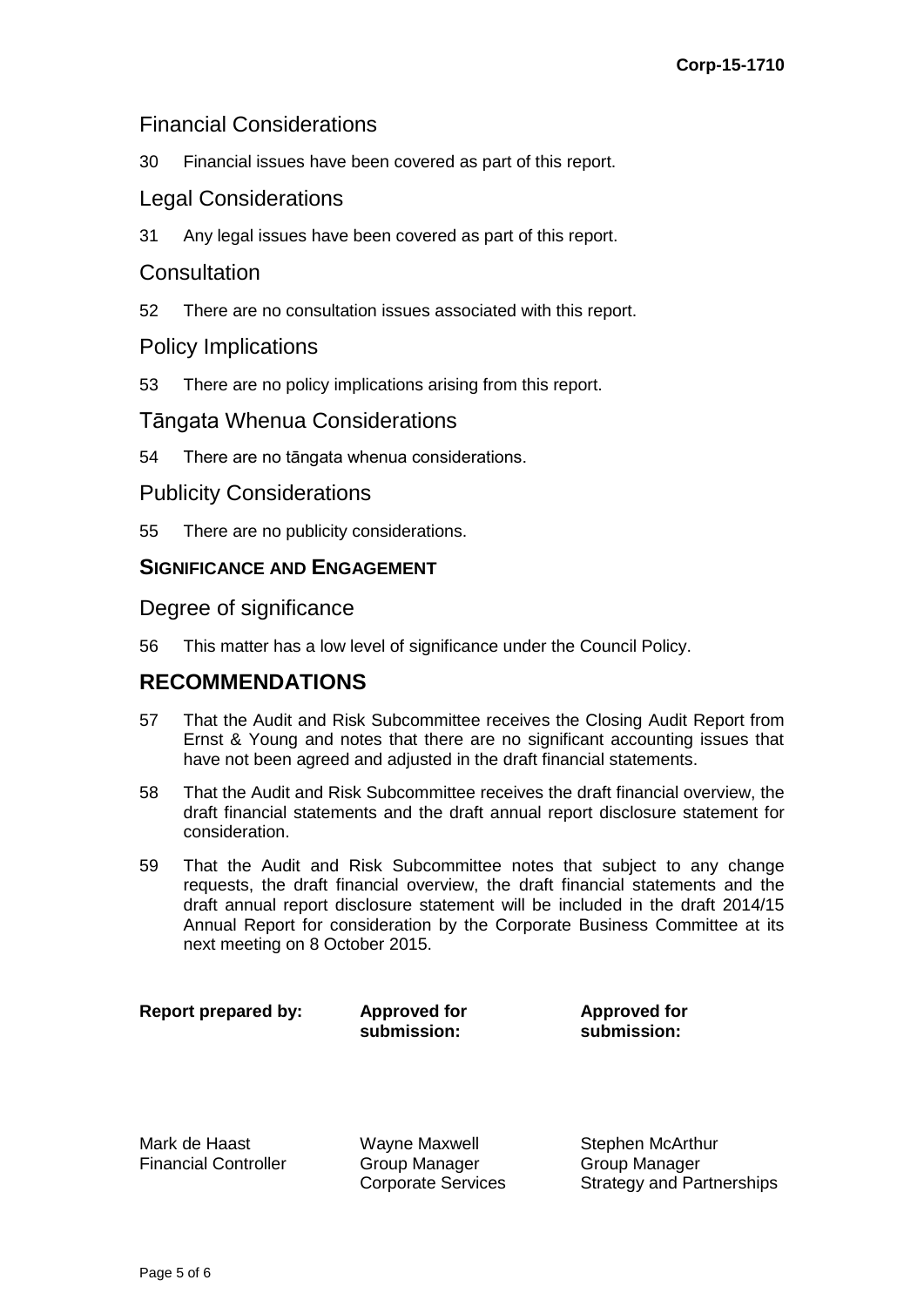## Financial Considerations

30 Financial issues have been covered as part of this report.

## Legal Considerations

31 Any legal issues have been covered as part of this report.

## Consultation

52 There are no consultation issues associated with this report.

## Policy Implications

53 There are no policy implications arising from this report.

## Tāngata Whenua Considerations

54 There are no tāngata whenua considerations.

## Publicity Considerations

55 There are no publicity considerations.

### SIGNIFICANCE AND ENGAGEMENT

## Degree of significance

56 This matter has a low level of significance under the Council Policy.

# RECOMMENDATIONS

57 That the Audit and Risk Subcommittee receives the Closing Audit Report from Ernst & Young and notes that there are no significant accounting issues that have not been agreed and adjusted in the draft financial statements.

58 That the Audit and Risk Subcommittee receives the draft financial overview, the draft financial statements and the draft annual report disclosure statement for consideration.

59 That the Audit and Risk Subcommittee notes that subject to any change requests, the draft financial overview, the draft financial statements and the draft annual report disclosure statement will be included in the draft 2014/15 Annual Report for consideration by the Corporate Business Committee at its next meeting on 8 October 2015.

| **Report prepared by:** | **Approved for submission:** | **Approved for submission:** |
|---|---|---|
| Mark de Haast<br>Financial Controller | Wayne Maxwell<br>Group Manager<br>Corporate Services | Stephen McArthur<br>Group Manager<br>Strategy and Partnerships |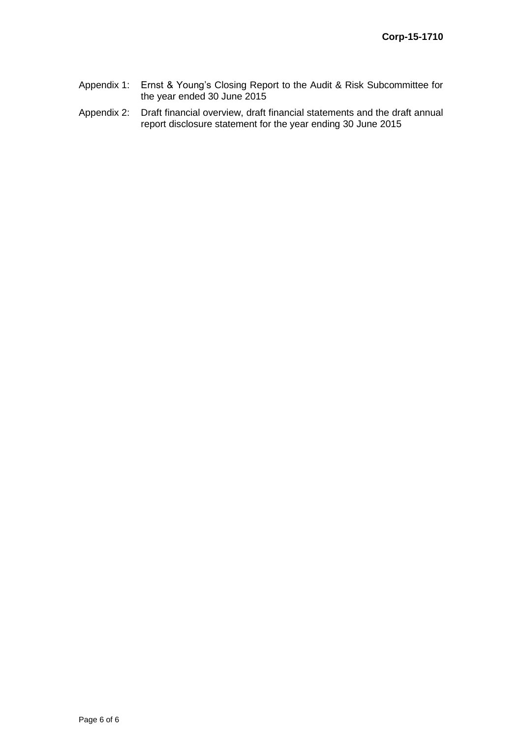Appendix 1: Ernst & Young's Closing Report to the Audit & Risk Subcommittee for the year ended 30 June 2015

Appendix 2: Draft financial overview, draft financial statements and the draft annual report disclosure statement for the year ending 30 June 2015